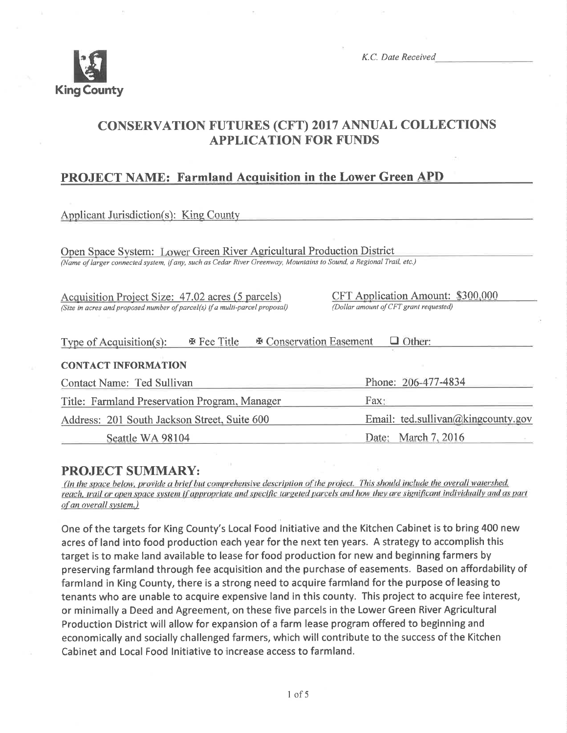King County

*K.C. Date Received*

# CONSERVATION FUTURES (CFT) 2017 ANNUAL COLLECTIONS APPLICATION FOR FUNDS

## PROJECT NAME: Farmland Acquisition in the Lower Green APD

Applicant Jurisdiction(s): King County

Open Space System: Lower Green River Agricultural Production District
*(Name of larger connected system, if any, such as Cedar River Greenway, Mountains to Sound, a Regional Trail, etc.)*

Acquisition Project Size: 47.02 acres (5 parcels)
*(Size in acres and proposed number of parcel(s) if a multi-parcel proposal)*

CFT Application Amount: $300,000
*(Dollar amount of CFT grant requested)*

Type of Acquisition(s): ☒ Fee Title ☒ Conservation Easement ☐ Other:

**CONTACT INFORMATION**

| | |
|---|---|
| Contact Name: Ted Sullivan | Phone: 206-477-4834 |
| Title: Farmland Preservation Program, Manager | Fax: |
| Address: 201 South Jackson Street, Suite 600 | Email: ted.sullivan@kingcounty.gov |
| Seattle WA 98104 | Date: March 7, 2016 |

## PROJECT SUMMARY:

*(In the space below, provide a brief but comprehensive description of the project. This should include the overall watershed, reach, trail or open space system if appropriate and specific targeted parcels and how they are significant individually and as part of an overall system.)*

One of the targets for King County's Local Food Initiative and the Kitchen Cabinet is to bring 400 new acres of land into food production each year for the next ten years. A strategy to accomplish this target is to make land available to lease for food production for new and beginning farmers by preserving farmland through fee acquisition and the purchase of easements. Based on affordability of farmland in King County, there is a strong need to acquire farmland for the purpose of leasing to tenants who are unable to acquire expensive land in this county. This project to acquire fee interest, or minimally a Deed and Agreement, on these five parcels in the Lower Green River Agricultural Production District will allow for expansion of a farm lease program offered to beginning and economically and socially challenged farmers, which will contribute to the success of the Kitchen Cabinet and Local Food Initiative to increase access to farmland.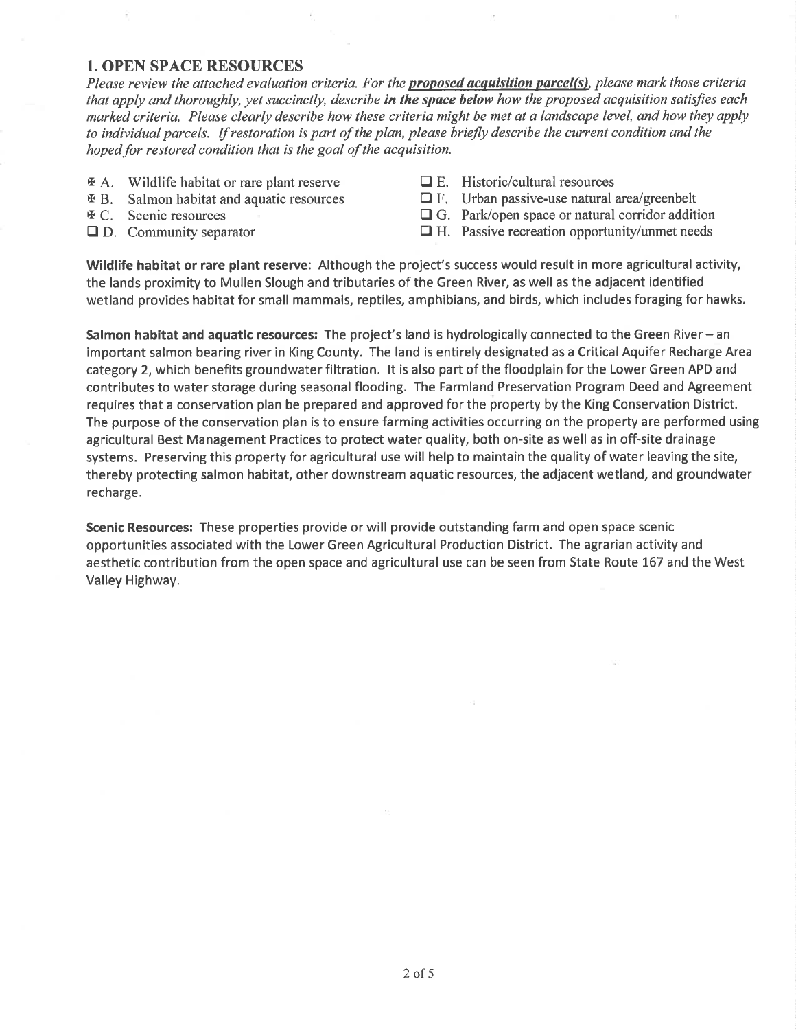## 1. OPEN SPACE RESOURCES

*Please review the attached evaluation criteria. For the* ***proposed acquisition parcel(s)****, please mark those criteria that apply and thoroughly, yet succinctly, describe* ***in the space below*** *how the proposed acquisition satisfies each marked criteria. Please clearly describe how these criteria might be met at a landscape level, and how they apply to individual parcels. If restoration is part of the plan, please briefly describe the current condition and the hoped for restored condition that is the goal of the acquisition.*

- ☒ A. Wildlife habitat or rare plant reserve
- ☒ B. Salmon habitat and aquatic resources
- ☒ C. Scenic resources
- ☐ D. Community separator
- ☐ E. Historic/cultural resources
- ☐ F. Urban passive-use natural area/greenbelt
- ☐ G. Park/open space or natural corridor addition
- ☐ H. Passive recreation opportunity/unmet needs

**Wildlife habitat or rare plant reserve**: Although the project's success would result in more agricultural activity, the lands proximity to Mullen Slough and tributaries of the Green River, as well as the adjacent identified wetland provides habitat for small mammals, reptiles, amphibians, and birds, which includes foraging for hawks.

**Salmon habitat and aquatic resources:** The project's land is hydrologically connected to the Green River – an important salmon bearing river in King County. The land is entirely designated as a Critical Aquifer Recharge Area category 2, which benefits groundwater filtration. It is also part of the floodplain for the Lower Green APD and contributes to water storage during seasonal flooding. The Farmland Preservation Program Deed and Agreement requires that a conservation plan be prepared and approved for the property by the King Conservation District. The purpose of the conservation plan is to ensure farming activities occurring on the property are performed using agricultural Best Management Practices to protect water quality, both on-site as well as in off-site drainage systems. Preserving this property for agricultural use will help to maintain the quality of water leaving the site, thereby protecting salmon habitat, other downstream aquatic resources, the adjacent wetland, and groundwater recharge.

**Scenic Resources:** These properties provide or will provide outstanding farm and open space scenic opportunities associated with the Lower Green Agricultural Production District. The agrarian activity and aesthetic contribution from the open space and agricultural use can be seen from State Route 167 and the West Valley Highway.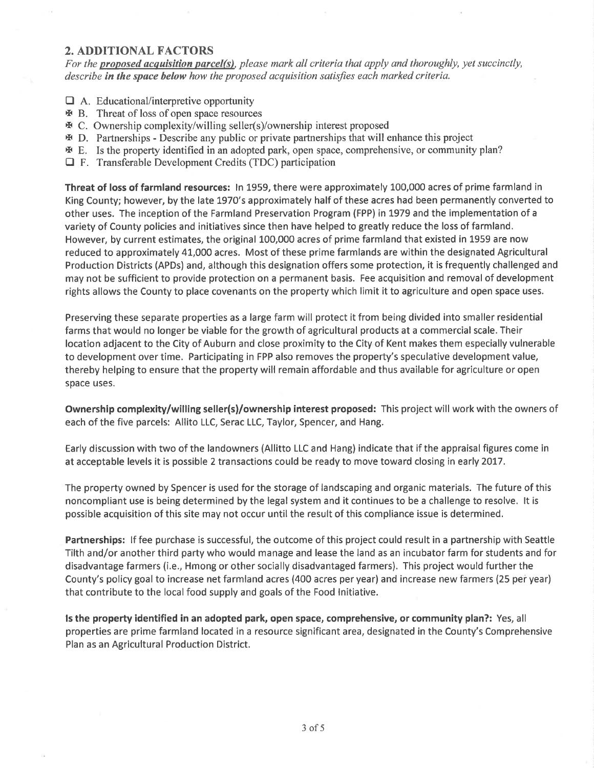## 2. ADDITIONAL FACTORS

*For the **proposed acquisition parcel(s)**, please mark all criteria that apply and thoroughly, yet succinctly, describe **in the space below** how the proposed acquisition satisfies each marked criteria.*

- ☐ A. Educational/interpretive opportunity
- ☒ B. Threat of loss of open space resources
- ☒ C. Ownership complexity/willing seller(s)/ownership interest proposed
- ☒ D. Partnerships - Describe any public or private partnerships that will enhance this project
- ☒ E. Is the property identified in an adopted park, open space, comprehensive, or community plan?
- ☐ F. Transferable Development Credits (TDC) participation

**Threat of loss of farmland resources:** In 1959, there were approximately 100,000 acres of prime farmland in King County; however, by the late 1970's approximately half of these acres had been permanently converted to other uses. The inception of the Farmland Preservation Program (FPP) in 1979 and the implementation of a variety of County policies and initiatives since then have helped to greatly reduce the loss of farmland. However, by current estimates, the original 100,000 acres of prime farmland that existed in 1959 are now reduced to approximately 41,000 acres. Most of these prime farmlands are within the designated Agricultural Production Districts (APDs) and, although this designation offers some protection, it is frequently challenged and may not be sufficient to provide protection on a permanent basis. Fee acquisition and removal of development rights allows the County to place covenants on the property which limit it to agriculture and open space uses.

Preserving these separate properties as a large farm will protect it from being divided into smaller residential farms that would no longer be viable for the growth of agricultural products at a commercial scale. Their location adjacent to the City of Auburn and close proximity to the City of Kent makes them especially vulnerable to development over time. Participating in FPP also removes the property's speculative development value, thereby helping to ensure that the property will remain affordable and thus available for agriculture or open space uses.

**Ownership complexity/willing seller(s)/ownership interest proposed:** This project will work with the owners of each of the five parcels: Allito LLC, Serac LLC, Taylor, Spencer, and Hang.

Early discussion with two of the landowners (Allitto LLC and Hang) indicate that if the appraisal figures come in at acceptable levels it is possible 2 transactions could be ready to move toward closing in early 2017.

The property owned by Spencer is used for the storage of landscaping and organic materials. The future of this noncompliant use is being determined by the legal system and it continues to be a challenge to resolve. It is possible acquisition of this site may not occur until the result of this compliance issue is determined.

**Partnerships:** If fee purchase is successful, the outcome of this project could result in a partnership with Seattle Tilth and/or another third party who would manage and lease the land as an incubator farm for students and for disadvantage farmers (i.e., Hmong or other socially disadvantaged farmers). This project would further the County's policy goal to increase net farmland acres (400 acres per year) and increase new farmers (25 per year) that contribute to the local food supply and goals of the Food Initiative.

**Is the property identified in an adopted park, open space, comprehensive, or community plan?:** Yes, all properties are prime farmland located in a resource significant area, designated in the County's Comprehensive Plan as an Agricultural Production District.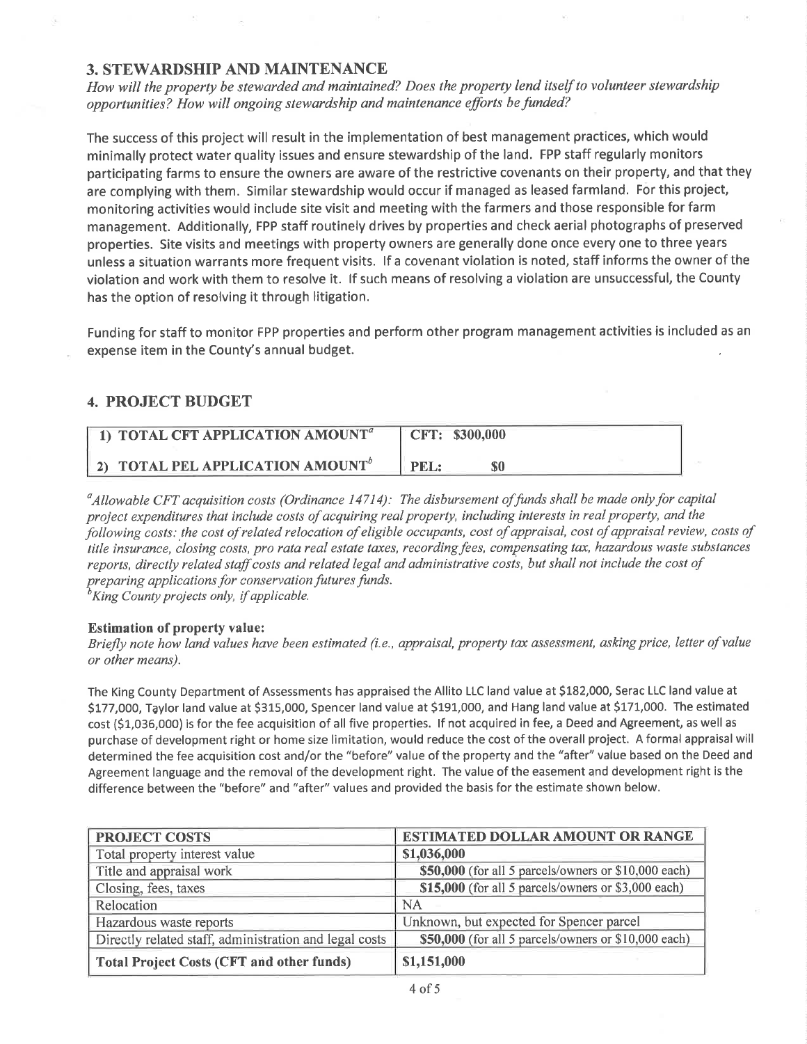## 3. STEWARDSHIP AND MAINTENANCE

*How will the property be stewarded and maintained? Does the property lend itself to volunteer stewardship opportunities? How will ongoing stewardship and maintenance efforts be funded?*

The success of this project will result in the implementation of best management practices, which would minimally protect water quality issues and ensure stewardship of the land. FPP staff regularly monitors participating farms to ensure the owners are aware of the restrictive covenants on their property, and that they are complying with them. Similar stewardship would occur if managed as leased farmland. For this project, monitoring activities would include site visit and meeting with the farmers and those responsible for farm management. Additionally, FPP staff routinely drives by properties and check aerial photographs of preserved properties. Site visits and meetings with property owners are generally done once every one to three years unless a situation warrants more frequent visits. If a covenant violation is noted, staff informs the owner of the violation and work with them to resolve it. If such means of resolving a violation are unsuccessful, the County has the option of resolving it through litigation.

Funding for staff to monitor FPP properties and perform other program management activities is included as an expense item in the County's annual budget.

## 4. PROJECT BUDGET

| | |
|---|---|
| **1) TOTAL CFT APPLICATION AMOUNT[a]** | **CFT: $300,000** |
| **2) TOTAL PEL APPLICATION AMOUNT[b]** | **PEL: $0** |

[a]*Allowable CFT acquisition costs (Ordinance 14714): The disbursement of funds shall be made only for capital project expenditures that include costs of acquiring real property, including interests in real property, and the following costs: the cost of related relocation of eligible occupants, cost of appraisal, cost of appraisal review, costs of title insurance, closing costs, pro rata real estate taxes, recording fees, compensating tax, hazardous waste substances reports, directly related staff costs and related legal and administrative costs, but shall not include the cost of preparing applications for conservation futures funds.*
[b]*King County projects only, if applicable.*

**Estimation of property value:**
*Briefly note how land values have been estimated (i.e., appraisal, property tax assessment, asking price, letter of value or other means).*

The King County Department of Assessments has appraised the Allito LLC land value at $182,000, Serac LLC land value at $177,000, Taylor land value at $315,000, Spencer land value at $191,000, and Hang land value at $171,000. The estimated cost ($1,036,000) is for the fee acquisition of all five properties. If not acquired in fee, a Deed and Agreement, as well as purchase of development right or home size limitation, would reduce the cost of the overall project. A formal appraisal will determined the fee acquisition cost and/or the "before" value of the property and the "after" value based on the Deed and Agreement language and the removal of the development right. The value of the easement and development right is the difference between the "before" and "after" values and provided the basis for the estimate shown below.

| PROJECT COSTS | ESTIMATED DOLLAR AMOUNT OR RANGE |
|---|---|
| Total property interest value | **$1,036,000** |
| Title and appraisal work | **$50,000** (for all 5 parcels/owners or $10,000 each) |
| Closing, fees, taxes | **$15,000** (for all 5 parcels/owners or $3,000 each) |
| Relocation | NA |
| Hazardous waste reports | Unknown, but expected for Spencer parcel |
| Directly related staff, administration and legal costs | **$50,000** (for all 5 parcels/owners or $10,000 each) |
| **Total Project Costs (CFT and other funds)** | **$1,151,000** |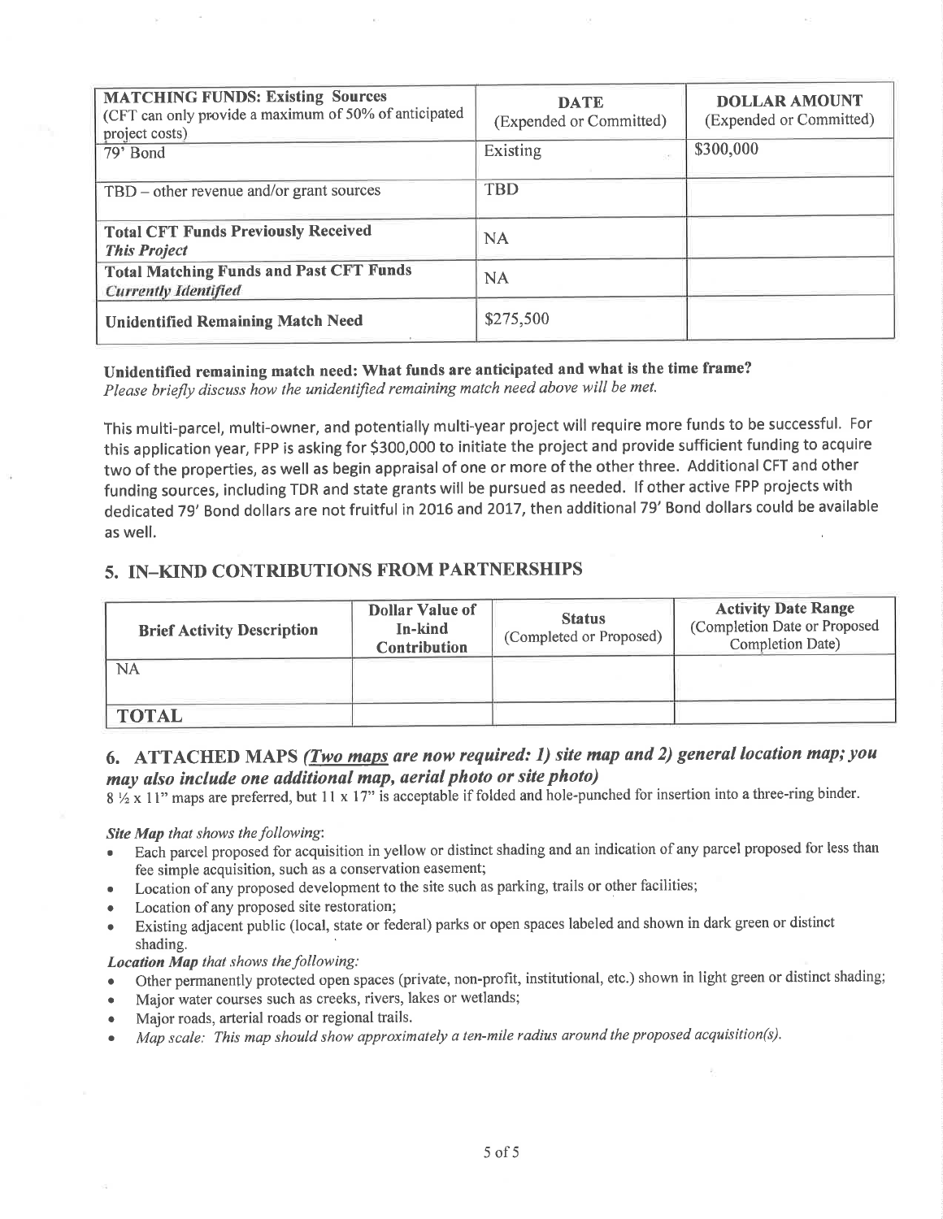| **MATCHING FUNDS: Existing Sources** (CFT can only provide a maximum of 50% of anticipated project costs) | **DATE** (Expended or Committed) | **DOLLAR AMOUNT** (Expended or Committed) |
| --- | --- | --- |
| 79' Bond | Existing | $300,000 |
| TBD – other revenue and/or grant sources | TBD | |
| **Total CFT Funds Previously Received** ***This Project*** | NA | |
| **Total Matching Funds and Past CFT Funds** ***Currently Identified*** | NA | |
| **Unidentified Remaining Match Need** | $275,500 | |

**Unidentified remaining match need: What funds are anticipated and what is the time frame?**
*Please briefly discuss how the unidentified remaining match need above will be met.*

This multi-parcel, multi-owner, and potentially multi-year project will require more funds to be successful. For this application year, FPP is asking for $300,000 to initiate the project and provide sufficient funding to acquire two of the properties, as well as begin appraisal of one or more of the other three. Additional CFT and other funding sources, including TDR and state grants will be pursued as needed. If other active FPP projects with dedicated 79' Bond dollars are not fruitful in 2016 and 2017, then additional 79' Bond dollars could be available as well.

## 5. IN–KIND CONTRIBUTIONS FROM PARTNERSHIPS

| **Brief Activity Description** | **Dollar Value of In-kind Contribution** | **Status** (Completed or Proposed) | **Activity Date Range** (Completion Date or Proposed Completion Date) |
| --- | --- | --- | --- |
| NA | | | |
| **TOTAL** | | | |

## 6. ATTACHED MAPS *(Two maps are now required: 1) site map and 2) general location map; you may also include one additional map, aerial photo or site photo)*

8 ½ x 11" maps are preferred, but 11 x 17" is acceptable if folded and hole-punched for insertion into a three-ring binder.

***Site Map** that shows the following*:

- Each parcel proposed for acquisition in yellow or distinct shading and an indication of any parcel proposed for less than fee simple acquisition, such as a conservation easement;
- Location of any proposed development to the site such as parking, trails or other facilities;
- Location of any proposed site restoration;
- Existing adjacent public (local, state or federal) parks or open spaces labeled and shown in dark green or distinct shading.

***Location Map** that shows the following:*

- Other permanently protected open spaces (private, non-profit, institutional, etc.) shown in light green or distinct shading;
- Major water courses such as creeks, rivers, lakes or wetlands;
- Major roads, arterial roads or regional trails.
- *Map scale: This map should show approximately a ten-mile radius around the proposed acquisition(s).*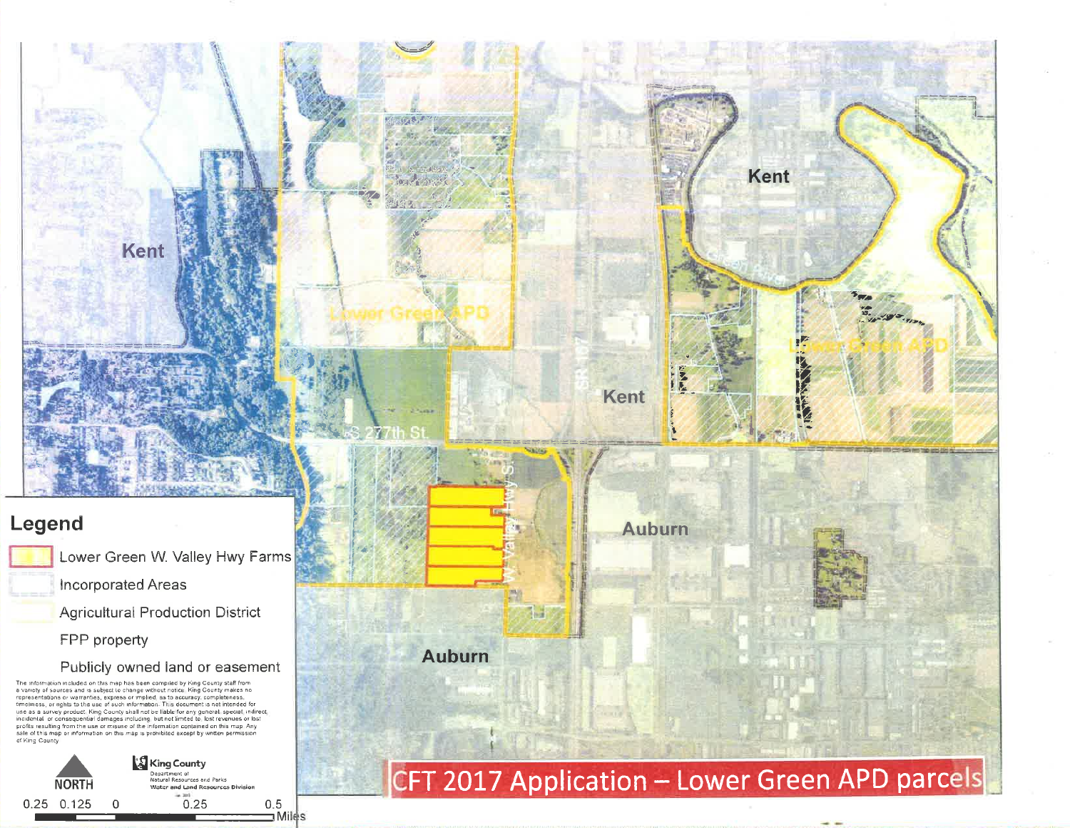# CFT 2017 Application – Lower Green APD parcels

Kent

Kent

Kent

Auburn

Auburn

Lower Green APD

Lower Green APD

S 277th St.

W. Valley Hwy S.

SR 167

## Legend

- Lower Green W. Valley Hwy Farms
- Incorporated Areas
- Agricultural Production District
- FPP property
- Publicly owned land or easement

The information included on this map has been compiled by King County staff from a variety of sources and is subject to change without notice. King County makes no representations or warranties, express or implied, as to accuracy, completeness, timeliness, or rights to the use of such information. This document is not intended for use as a survey product. King County shall not be liable for any general, special, indirect, incidental, or consequential damages including, but not limited to, lost revenues or lost profits resulting from the use or misuse of the information contained on this map. Any sale of this map or information on this map is prohibited except by written permission of King County.

NORTH

0.25 0.125 0 0.25 0.5 Miles

King County
Department of Natural Resources and Parks
Water and Land Resources Division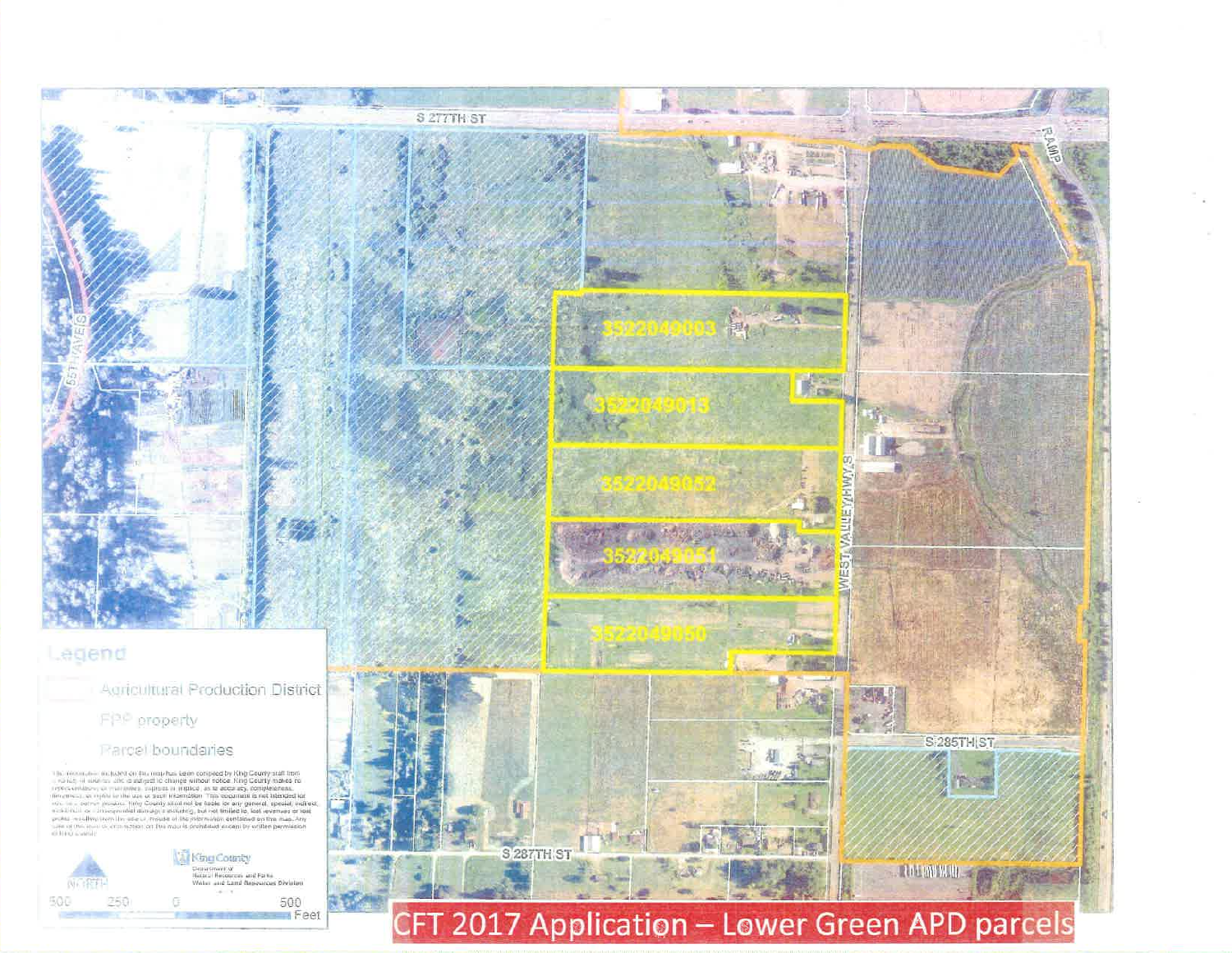S 277TH ST

RAMP

55TH AVE S

3522049003

3522049013

3522049052

3522049051

3522049050

WEST VALLEY HWY S

S 285TH ST

S 287TH ST

Legend

Agricultural Production District

FPP property

Parcel boundaries

The information included on this map has been compiled by King County staff from a variety of sources and is subject to change without notice. King County makes no representations or warranties, express or implied, as to accuracy, completeness, timeliness, or rights to the use of such information. This document is not intended for use as a survey product. King County shall not be liable for any general, special, indirect, incidental, or consequential damages including, but not limited to, lost revenues or lost profits resulting from the use or misuse of the information contained on this map. Any sale of this map or information on this map is prohibited except by written permission of King County.

NORTH

King County
Department of
Natural Resources and Parks
Water and Land Resources Division

500 250 0 500
Feet

CFT 2017 Application – Lower Green APD parcels